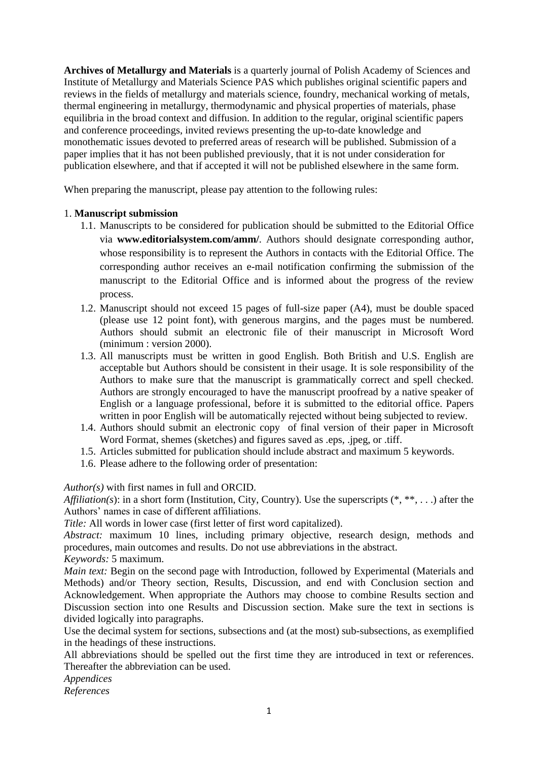**Archives of Metallurgy and Materials** is a quarterly journal of Polish Academy of Sciences and Institute of Metallurgy and Materials Science PAS which publishes original scientific papers and reviews in the fields of metallurgy and materials science, foundry, mechanical working of metals, thermal engineering in metallurgy, thermodynamic and physical properties of materials, phase equilibria in the broad context and diffusion. In addition to the regular, original scientific papers and conference proceedings, invited reviews presenting the up-to-date knowledge and monothematic issues devoted to preferred areas of research will be published. Submission of a paper implies that it has not been published previously, that it is not under consideration for publication elsewhere, and that if accepted it will not be published elsewhere in the same form.

When preparing the manuscript, please pay attention to the following rules:

1. **Manuscript submission**
    1.1. Manuscripts to be considered for publication should be submitted to the Editorial Office via **www.editorialsystem.com/amm/**. Authors should designate corresponding author, whose responsibility is to represent the Authors in contacts with the Editorial Office. The corresponding author receives an e-mail notification confirming the submission of the manuscript to the Editorial Office and is informed about the progress of the review process.
    1.2. Manuscript should not exceed 15 pages of full-size paper (A4), must be double spaced (please use 12 point font), with generous margins, and the pages must be numbered. Authors should submit an electronic file of their manuscript in Microsoft Word (minimum : version 2000).
    1.3. All manuscripts must be written in good English. Both British and U.S. English are acceptable but Authors should be consistent in their usage. It is sole responsibility of the Authors to make sure that the manuscript is grammatically correct and spell checked. Authors are strongly encouraged to have the manuscript proofread by a native speaker of English or a language professional, before it is submitted to the editorial office. Papers written in poor English will be automatically rejected without being subjected to review.
    1.4. Authors should submit an electronic copy of final version of their paper in Microsoft Word Format, shemes (sketches) and figures saved as .eps, .jpeg, or .tiff.
    1.5. Articles submitted for publication should include abstract and maximum 5 keywords.
    1.6. Please adhere to the following order of presentation:

*Author(s)* with first names in full and ORCID.
*Affiliation(s)*: in a short form (Institution, City, Country). Use the superscripts (*, **, . . .) after the Authors' names in case of different affiliations.
*Title:* All words in lower case (first letter of first word capitalized).
*Abstract:* maximum 10 lines, including primary objective, research design, methods and procedures, main outcomes and results. Do not use abbreviations in the abstract.
*Keywords:* 5 maximum.
*Main text:* Begin on the second page with Introduction, followed by Experimental (Materials and Methods) and/or Theory section, Results, Discussion, and end with Conclusion section and Acknowledgement. When appropriate the Authors may choose to combine Results section and Discussion section into one Results and Discussion section. Make sure the text in sections is divided logically into paragraphs.
Use the decimal system for sections, subsections and (at the most) sub-subsections, as exemplified in the headings of these instructions.
All abbreviations should be spelled out the first time they are introduced in text or references. Thereafter the abbreviation can be used.
*Appendices*
*References*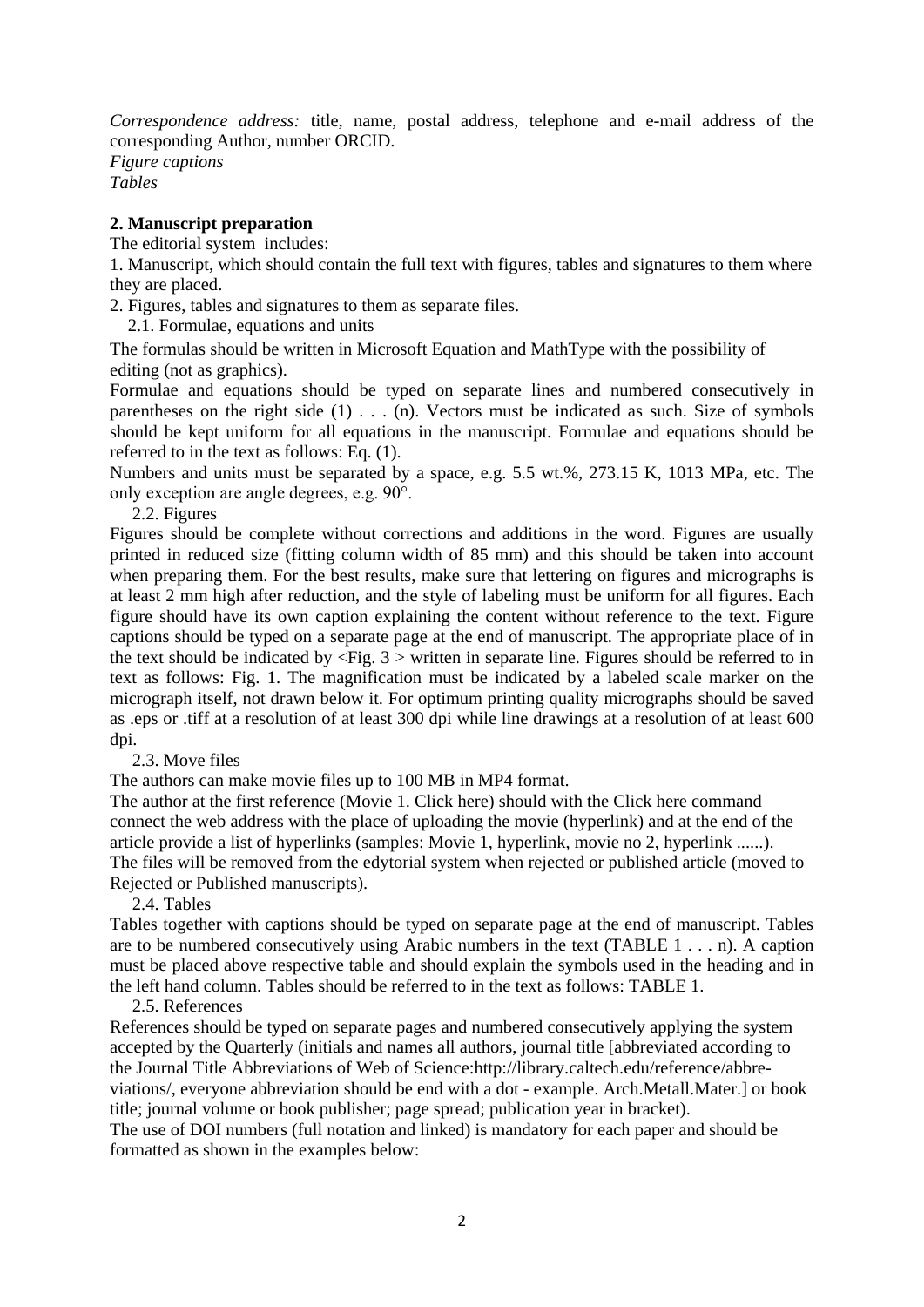*Correspondence address:* title, name, postal address, telephone and e-mail address of the corresponding Author, number ORCID.
*Figure captions*
*Tables*

## 2. Manuscript preparation

The editorial system includes:

1. Manuscript, which should contain the full text with figures, tables and signatures to them where they are placed.
2. Figures, tables and signatures to them as separate files.

### 2.1. Formulae, equations and units

The formulas should be written in Microsoft Equation and MathType with the possibility of editing (not as graphics).

Formulae and equations should be typed on separate lines and numbered consecutively in parentheses on the right side (1) . . . (n). Vectors must be indicated as such. Size of symbols should be kept uniform for all equations in the manuscript. Formulae and equations should be referred to in the text as follows: Eq. (1).

Numbers and units must be separated by a space, e.g. 5.5 wt.%, 273.15 K, 1013 MPa, etc. The only exception are angle degrees, e.g. 90°.

### 2.2. Figures

Figures should be complete without corrections and additions in the word. Figures are usually printed in reduced size (fitting column width of 85 mm) and this should be taken into account when preparing them. For the best results, make sure that lettering on figures and micrographs is at least 2 mm high after reduction, and the style of labeling must be uniform for all figures. Each figure should have its own caption explaining the content without reference to the text. Figure captions should be typed on a separate page at the end of manuscript. The appropriate place of in the text should be indicated by <Fig. 3 > written in separate line. Figures should be referred to in text as follows: Fig. 1. The magnification must be indicated by a labeled scale marker on the micrograph itself, not drawn below it. For optimum printing quality micrographs should be saved as .eps or .tiff at a resolution of at least 300 dpi while line drawings at a resolution of at least 600 dpi.

### 2.3. Move files

The authors can make movie files up to 100 MB in MP4 format.

The author at the first reference (Movie 1. Click here) should with the Click here command connect the web address with the place of uploading the movie (hyperlink) and at the end of the article provide a list of hyperlinks (samples: Movie 1, hyperlink, movie no 2, hyperlink ......).

The files will be removed from the edytorial system when rejected or published article (moved to Rejected or Published manuscripts).

### 2.4. Tables

Tables together with captions should be typed on separate page at the end of manuscript. Tables are to be numbered consecutively using Arabic numbers in the text (TABLE 1 . . . n). A caption must be placed above respective table and should explain the symbols used in the heading and in the left hand column. Tables should be referred to in the text as follows: TABLE 1.

### 2.5. References

References should be typed on separate pages and numbered consecutively applying the system accepted by the Quarterly (initials and names all authors, journal title [abbreviated according to the Journal Title Abbreviations of Web of Science:http://library.caltech.edu/reference/abbre-viations/, everyone abbreviation should be end with a dot - example. Arch.Metall.Mater.] or book title; journal volume or book publisher; page spread; publication year in bracket).

The use of DOI numbers (full notation and linked) is mandatory for each paper and should be formatted as shown in the examples below: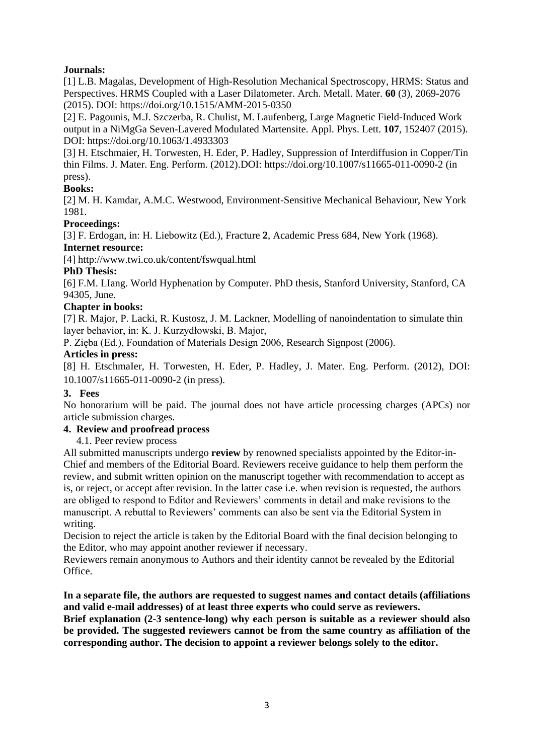**Journals:**

[1] L.B. Magalas, Development of High-Resolution Mechanical Spectroscopy, HRMS: Status and Perspectives. HRMS Coupled with a Laser Dilatometer. Arch. Metall. Mater. **60** (3), 2069-2076 (2015). DOI: https://doi.org/10.1515/AMM-2015-0350

[2] E. Pagounis, M.J. Szczerba, R. Chulist, M. Laufenberg, Large Magnetic Field-Induced Work output in a NiMgGa Seven-Lavered Modulated Martensite. Appl. Phys. Lett. **107**, 152407 (2015). DOI: https://doi.org/10.1063/1.4933303

[3] H. Etschmaier, H. Torwesten, H. Eder, P. Hadley, Suppression of Interdiffusion in Copper/Tin thin Films. J. Mater. Eng. Perform. (2012).DOI: https://doi.org/10.1007/s11665-011-0090-2 (in press).

**Books:**

[2] M. H. Kamdar, A.M.C. Westwood, Environment-Sensitive Mechanical Behaviour, New York 1981.

**Proceedings:**

[3] F. Erdogan, in: H. Liebowitz (Ed.), Fracture **2**, Academic Press 684, New York (1968).

**Internet resource:**

[4] http://www.twi.co.uk/content/fswqual.html

**PhD Thesis:**

[6] F.M. LIang. World Hyphenation by Computer. PhD thesis, Stanford University, Stanford, CA 94305, June.

**Chapter in books:**

[7] R. Major, P. Lacki, R. Kustosz, J. M. Lackner, Modelling of nanoindentation to simulate thin layer behavior, in: K. J. Kurzydłowski, B. Major,
P. Zięba (Ed.), Foundation of Materials Design 2006, Research Signpost (2006).

**Articles in press:**

[8] H. EtschmaIer, H. Torwesten, H. Eder, P. Hadley, J. Mater. Eng. Perform. (2012), DOI: 10.1007/s11665-011-0090-2 (in press).

## 3. Fees

No honorarium will be paid. The journal does not have article processing charges (APCs) nor article submission charges.

## 4. Review and proofread process

### 4.1. Peer review process

All submitted manuscripts undergo **review** by renowned specialists appointed by the Editor-in-Chief and members of the Editorial Board. Reviewers receive guidance to help them perform the review, and submit written opinion on the manuscript together with recommendation to accept as is, or reject, or accept after revision. In the latter case i.e. when revision is requested, the authors are obliged to respond to Editor and Reviewers' comments in detail and make revisions to the manuscript. A rebuttal to Reviewers' comments can also be sent via the Editorial System in writing.

Decision to reject the article is taken by the Editorial Board with the final decision belonging to the Editor, who may appoint another reviewer if necessary.

Reviewers remain anonymous to Authors and their identity cannot be revealed by the Editorial Office.

**In a separate file, the authors are requested to suggest names and contact details (affiliations and valid e-mail addresses) of at least three experts who could serve as reviewers.**
**Brief explanation (2-3 sentence-long) why each person is suitable as a reviewer should also be provided. The suggested reviewers cannot be from the same country as affiliation of the corresponding author. The decision to appoint a reviewer belongs solely to the editor.**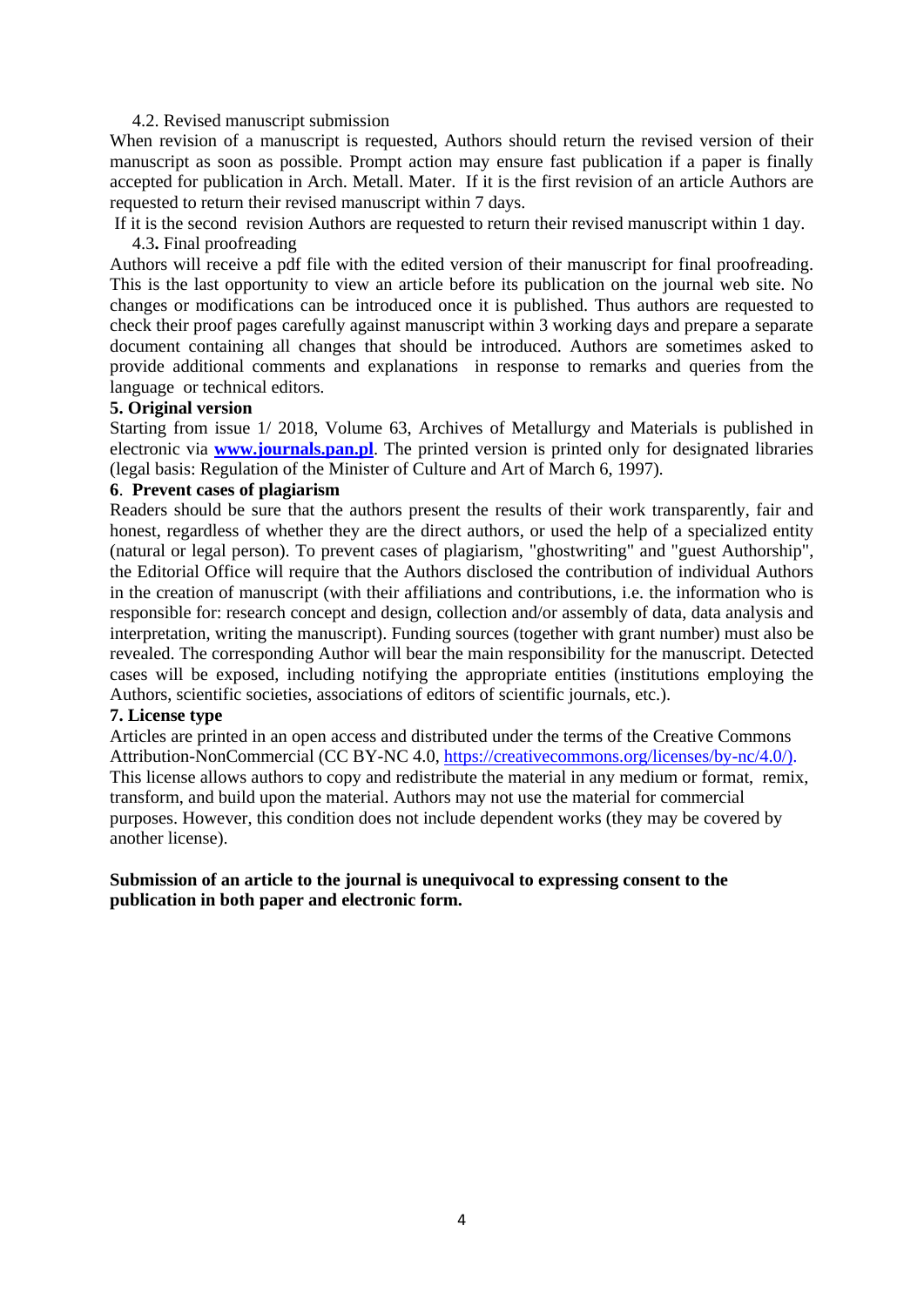4.2. Revised manuscript submission

When revision of a manuscript is requested, Authors should return the revised version of their manuscript as soon as possible. Prompt action may ensure fast publication if a paper is finally accepted for publication in Arch. Metall. Mater. If it is the first revision of an article Authors are requested to return their revised manuscript within 7 days.

If it is the second revision Authors are requested to return their revised manuscript within 1 day.

4.3**.** Final proofreading

Authors will receive a pdf file with the edited version of their manuscript for final proofreading. This is the last opportunity to view an article before its publication on the journal web site. No changes or modifications can be introduced once it is published. Thus authors are requested to check their proof pages carefully against manuscript within 3 working days and prepare a separate document containing all changes that should be introduced. Authors are sometimes asked to provide additional comments and explanations in response to remarks and queries from the language or technical editors.

**5. Original version**

Starting from issue 1/ 2018, Volume 63, Archives of Metallurgy and Materials is published in electronic via **www.journals.pan.pl**. The printed version is printed only for designated libraries (legal basis: Regulation of the Minister of Culture and Art of March 6, 1997).

**6**. **Prevent cases of plagiarism**

Readers should be sure that the authors present the results of their work transparently, fair and honest, regardless of whether they are the direct authors, or used the help of a specialized entity (natural or legal person). To prevent cases of plagiarism, "ghostwriting" and "guest Authorship", the Editorial Office will require that the Authors disclosed the contribution of individual Authors in the creation of manuscript (with their affiliations and contributions, i.e. the information who is responsible for: research concept and design, collection and/or assembly of data, data analysis and interpretation, writing the manuscript). Funding sources (together with grant number) must also be revealed. The corresponding Author will bear the main responsibility for the manuscript. Detected cases will be exposed, including notifying the appropriate entities (institutions employing the Authors, scientific societies, associations of editors of scientific journals, etc.).

**7. License type**

Articles are printed in an open access and distributed under the terms of the Creative Commons Attribution-NonCommercial (CC BY-NC 4.0, https://creativecommons.org/licenses/by-nc/4.0/). This license allows authors to copy and redistribute the material in any medium or format, remix, transform, and build upon the material. Authors may not use the material for commercial purposes. However, this condition does not include dependent works (they may be covered by another license).

**Submission of an article to the journal is unequivocal to expressing consent to the publication in both paper and electronic form.**